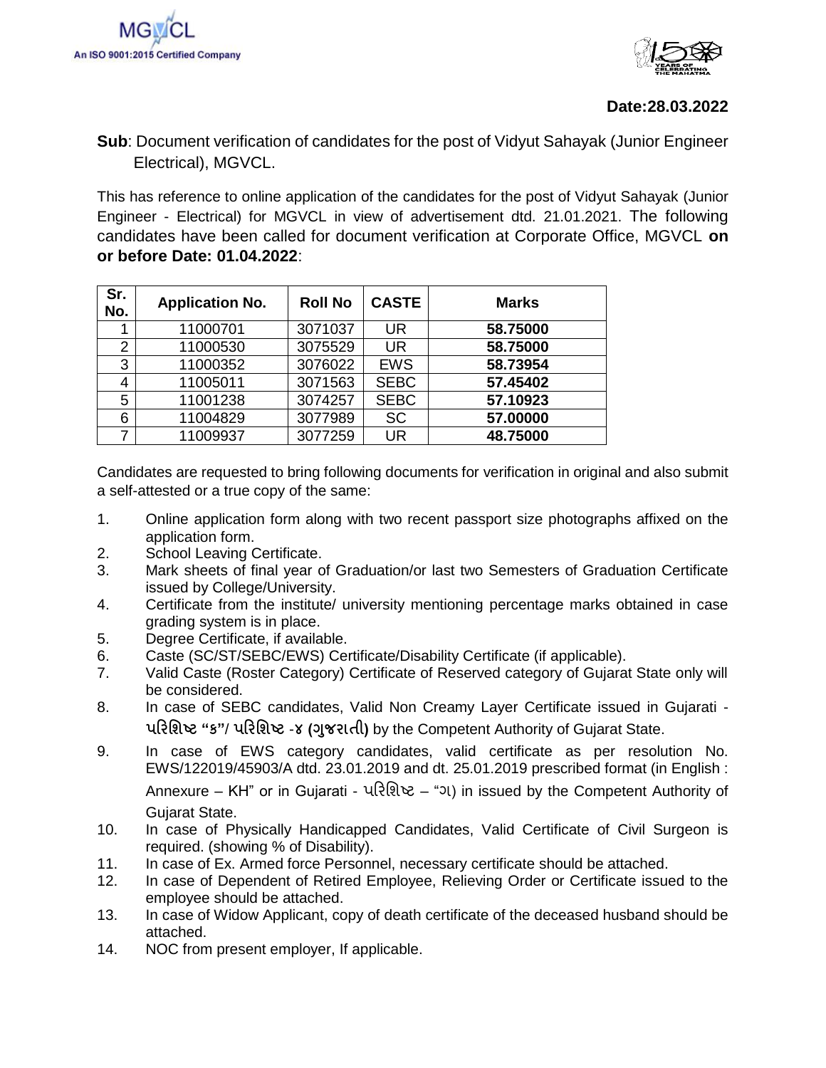MGVCL
An ISO 9001:2015 Certified Company

**Date:28.03.2022**

**Sub**: Document verification of candidates for the post of Vidyut Sahayak (Junior Engineer Electrical), MGVCL.

This has reference to online application of the candidates for the post of Vidyut Sahayak (Junior Engineer - Electrical) for MGVCL in view of advertisement dtd. 21.01.2021. The following candidates have been called for document verification at Corporate Office, MGVCL **on or before Date: 01.04.2022**:

| Sr. No. | Application No. | Roll No | CASTE | Marks |
|---|---|---|---|---|
| 1 | 11000701 | 3071037 | UR | **58.75000** |
| 2 | 11000530 | 3075529 | UR | **58.75000** |
| 3 | 11000352 | 3076022 | EWS | **58.73954** |
| 4 | 11005011 | 3071563 | SEBC | **57.45402** |
| 5 | 11001238 | 3074257 | SEBC | **57.10923** |
| 6 | 11004829 | 3077989 | SC | **57.00000** |
| 7 | 11009937 | 3077259 | UR | **48.75000** |

Candidates are requested to bring following documents for verification in original and also submit a self-attested or a true copy of the same:

1. Online application form along with two recent passport size photographs affixed on the application form.
2. School Leaving Certificate.
3. Mark sheets of final year of Graduation/or last two Semesters of Graduation Certificate issued by College/University.
4. Certificate from the institute/ university mentioning percentage marks obtained in case grading system is in place.
5. Degree Certificate, if available.
6. Caste (SC/ST/SEBC/EWS) Certificate/Disability Certificate (if applicable).
7. Valid Caste (Roster Category) Certificate of Reserved category of Gujarat State only will be considered.
8. In case of SEBC candidates, Valid Non Creamy Layer Certificate issued in Gujarati - **પરિશિષ્ટ "ક"/ પરિશિષ્ટ -૪ (ગુજરાતી)** by the Competent Authority of Gujarat State.
9. In case of EWS category candidates, valid certificate as per resolution No. EWS/122019/45903/A dtd. 23.01.2019 and dt. 25.01.2019 prescribed format (in English : Annexure – KH" or in Gujarati - પરિશિષ્ટ – "ગ) in issued by the Competent Authority of Gujarat State.
10. In case of Physically Handicapped Candidates, Valid Certificate of Civil Surgeon is required. (showing % of Disability).
11. In case of Ex. Armed force Personnel, necessary certificate should be attached.
12. In case of Dependent of Retired Employee, Relieving Order or Certificate issued to the employee should be attached.
13. In case of Widow Applicant, copy of death certificate of the deceased husband should be attached.
14. NOC from present employer, If applicable.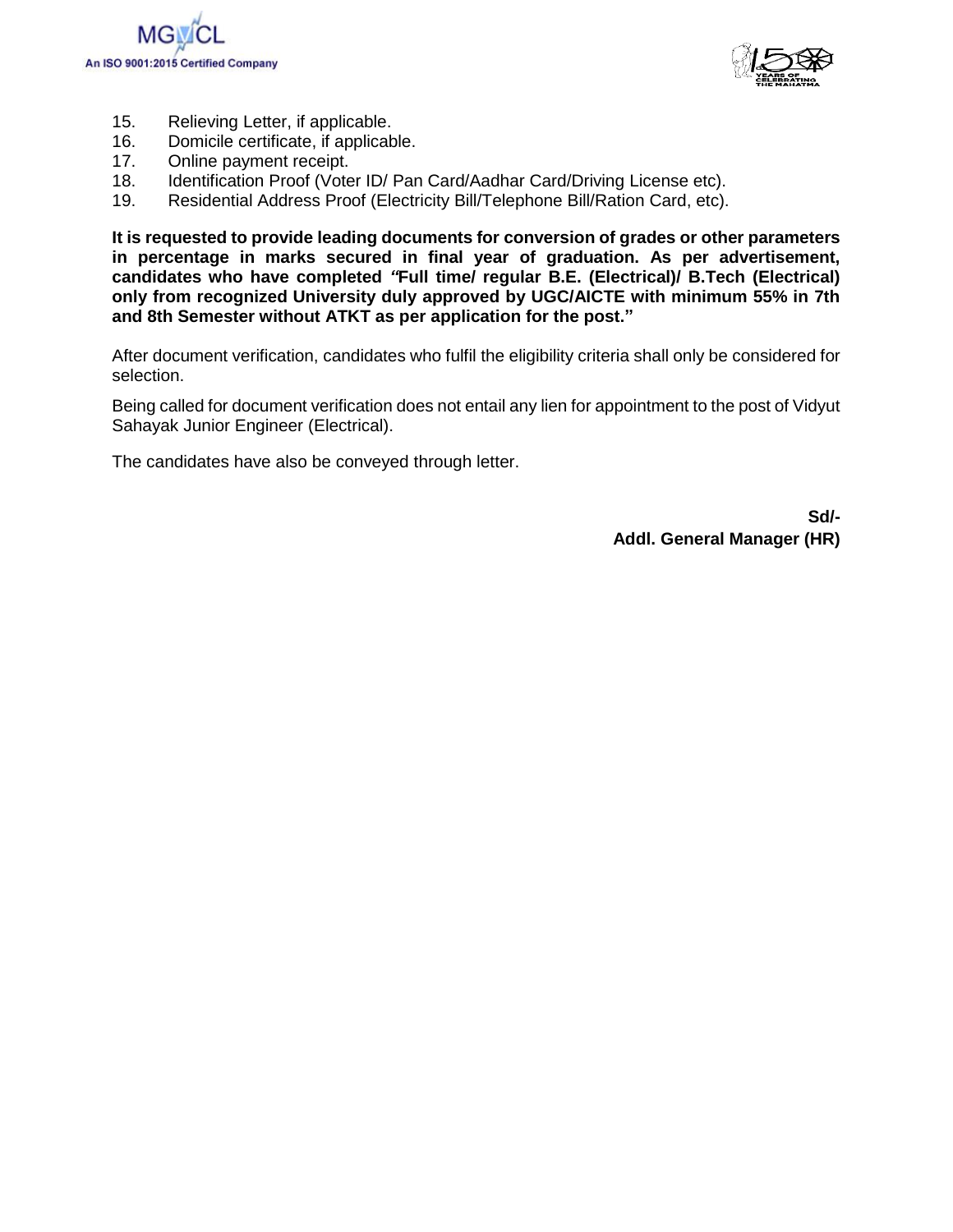15. Relieving Letter, if applicable.
16. Domicile certificate, if applicable.
17. Online payment receipt.
18. Identification Proof (Voter ID/ Pan Card/Aadhar Card/Driving License etc).
19. Residential Address Proof (Electricity Bill/Telephone Bill/Ration Card, etc).

**It is requested to provide leading documents for conversion of grades or other parameters in percentage in marks secured in final year of graduation. As per advertisement, candidates who have completed "Full time/ regular B.E. (Electrical)/ B.Tech (Electrical) only from recognized University duly approved by UGC/AICTE with minimum 55% in 7th and 8th Semester without ATKT as per application for the post."**

After document verification, candidates who fulfil the eligibility criteria shall only be considered for selection.

Being called for document verification does not entail any lien for appointment to the post of Vidyut Sahayak Junior Engineer (Electrical).

The candidates have also be conveyed through letter.

**Sd/-**
**Addl. General Manager (HR)**